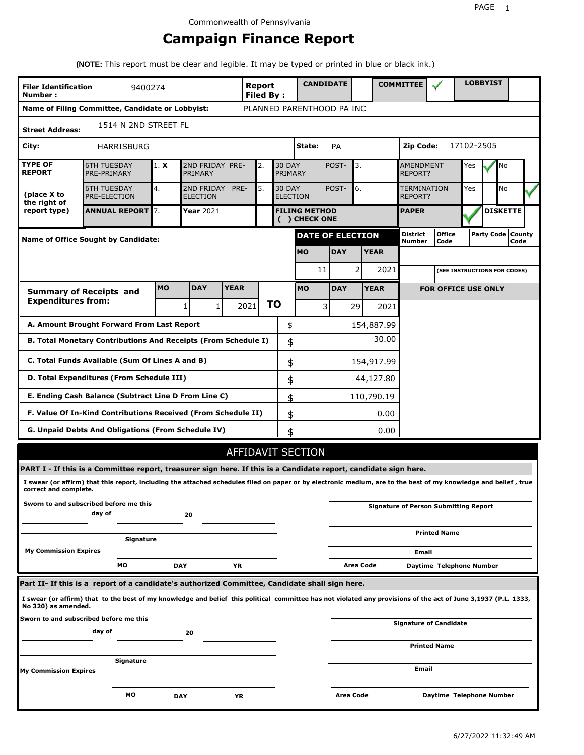Commonwealth of Pennsylvania

# Campaign Finance Report

**(NOTE:** This report must be clear and legible. It may be typed or printed in blue or black ink.)

| **Filer Identification Number :** | 9400274 | **Report Filed By :** | **CANDIDATE** | | **COMMITTEE** | ✓ | **LOBBYIST** | |
|---|---|---|---|---|---|---|---|---|

**Name of Filing Committee, Candidate or Lobbyist:** PLANNED PARENTHOOD PA INC

**Street Address:** 1514 N 2ND STREET FL

**City:** HARRISBURG **State:** PA **Zip Code:** 17102-2505

| **TYPE OF REPORT** (place X to the right of report type) | | | | | | | | |
|---|---|---|---|---|---|---|---|---|
| 6TH TUESDAY PRE-PRIMARY | 1. X | 2ND FRIDAY PRE-PRIMARY | 2. | 30 DAY POST-PRIMARY | 3. | AMENDMENT REPORT? | Yes ✓ | No |
| 6TH TUESDAY PRE-ELECTION | 4. | 2ND FRIDAY PRE-ELECTION | 5. | 30 DAY POST-ELECTION | 6. | TERMINATION REPORT? | Yes | No ✓ |
| **ANNUAL REPORT** | 7. | **Year** 2021 | | **FILING METHOD ( ) CHECK ONE** | | **PAPER** | ✓ | **DISKETTE** |

**Name of Office Sought by Candidate:**

| **DATE OF ELECTION** | | |
|---|---|---|
| **MO** | **DAY** | **YEAR** |
| 11 | 2 | 2021 |

| **District Number** | **Office Code** | **Party Code** | **County Code** |
|---|---|---|---|

(SEE INSTRUCTIONS FOR CODES)

| **Summary of Receipts and Expenditures from:** | **MO** | **DAY** | **YEAR** | | **MO** | **DAY** | **YEAR** |
|---|---|---|---|---|---|---|---|
| | 1 | 1 | 2021 | **TO** | 3 | 29 | 2021 |

**FOR OFFICE USE ONLY**

| | | |
|---|---|---|
| **A. Amount Brought Forward From Last Report** | $ | 154,887.99 |
| **B. Total Monetary Contributions And Receipts (From Schedule I)** | $ | 30.00 |
| **C. Total Funds Available (Sum Of Lines A and B)** | $ | 154,917.99 |
| **D. Total Expenditures (From Schedule III)** | $ | 44,127.80 |
| **E. Ending Cash Balance (Subtract Line D From Line C)** | $ | 110,790.19 |
| **F. Value Of In-Kind Contributions Received (From Schedule II)** | $ | 0.00 |
| **G. Unpaid Debts And Obligations (From Schedule IV)** | $ | 0.00 |

## AFFIDAVIT SECTION

**PART I - If this is a Committee report, treasurer sign here. If this is a Candidate report, candidate sign here.**

**I swear (or affirm) that this report, including the attached schedules filed on paper or by electronic medium, are to the best of my knowledge and belief , true correct and complete.**

**Sworn to and subscribed before me this ______ day of ______ 20 ______**

**Signature**

**My Commission Expires** **MO** **DAY** **YR**

**Signature of Person Submitting Report**

**Printed Name**

**Email**

**Area Code** **Daytime Telephone Number**

**Part II- If this is a report of a candidate's authorized Committee, Candidate shall sign here.**

**I swear (or affirm) that to the best of my knowledge and belief this political committee has not violated any provisions of the act of June 3,1937 (P.L. 1333, No 320) as amended.**

**Sworn to and subscribed before me this ______ day of ______ 20 ______**

**Signature**

**My Commission Expires** **MO** **DAY** **YR**

**Signature of Candidate**

**Printed Name**

**Email**

**Area Code** **Daytime Telephone Number**

6/27/2022 11:32:49 AM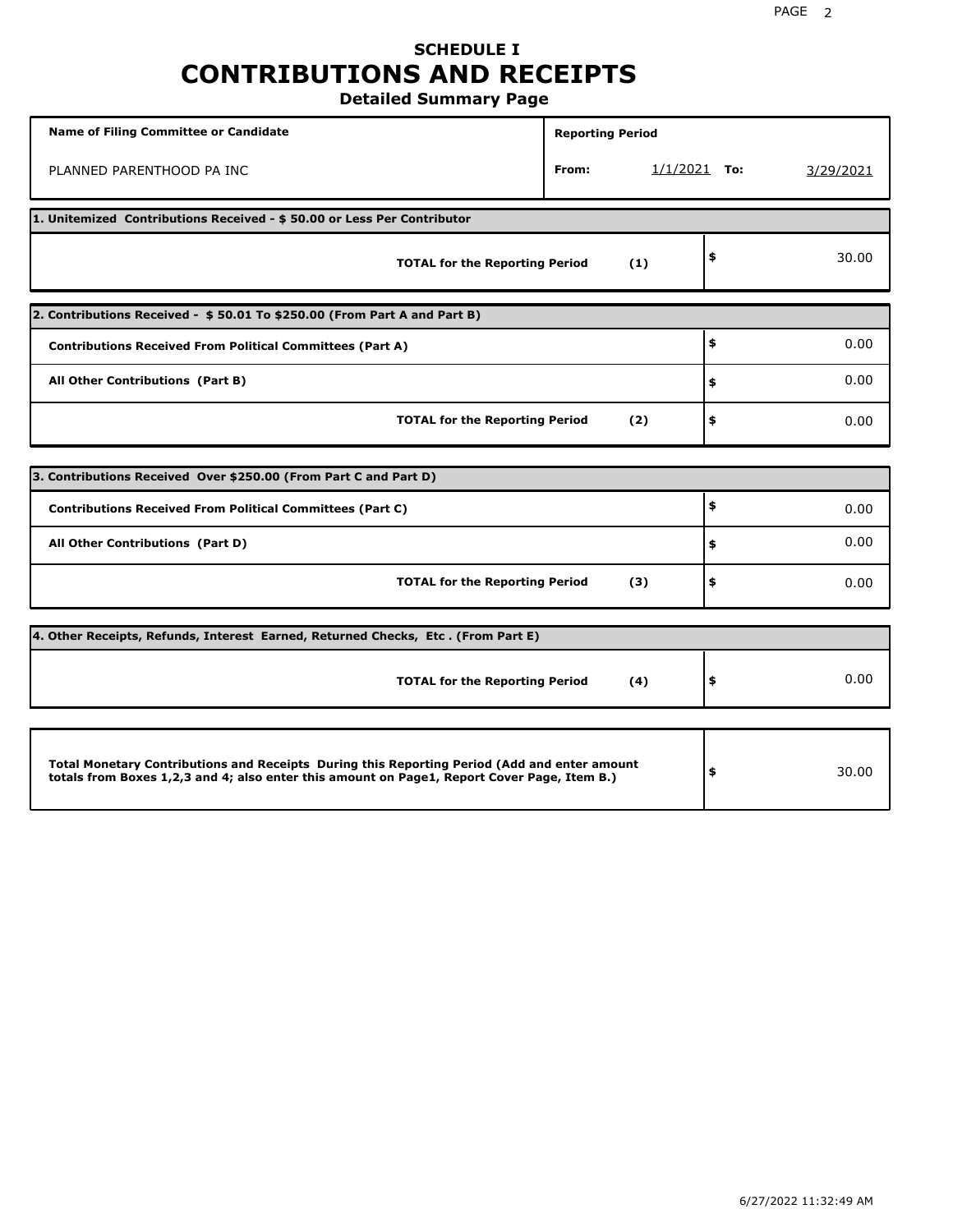# SCHEDULE I
# CONTRIBUTIONS AND RECEIPTS
## Detailed Summary Page

| Name of Filing Committee or Candidate | Reporting Period | |
|---|---|---|
| PLANNED PARENTHOOD PA INC | From: 1/1/2021 | To: 3/29/2021 |

| 1. Unitemized Contributions Received - $ 50.00 or Less Per Contributor | | |
|---|---|---|
| **TOTAL for the Reporting Period** | **(1)** | $ 30.00 |

| 2. Contributions Received - $ 50.01 To $250.00 (From Part A and Part B) | | |
|---|---|---|
| **Contributions Received From Political Committees (Part A)** | | $ 0.00 |
| **All Other Contributions (Part B)** | | $ 0.00 |
| **TOTAL for the Reporting Period** | **(2)** | $ 0.00 |

| 3. Contributions Received Over $250.00 (From Part C and Part D) | | |
|---|---|---|
| **Contributions Received From Political Committees (Part C)** | | $ 0.00 |
| **All Other Contributions (Part D)** | | $ 0.00 |
| **TOTAL for the Reporting Period** | **(3)** | $ 0.00 |

| 4. Other Receipts, Refunds, Interest Earned, Returned Checks, Etc . (From Part E) | | |
|---|---|---|
| **TOTAL for the Reporting Period** | **(4)** | $ 0.00 |

| | |
|---|---|
| **Total Monetary Contributions and Receipts During this Reporting Period (Add and enter amount totals from Boxes 1,2,3 and 4; also enter this amount on Page1, Report Cover Page, Item B.)** | $ 30.00 |

6/27/2022 11:32:49 AM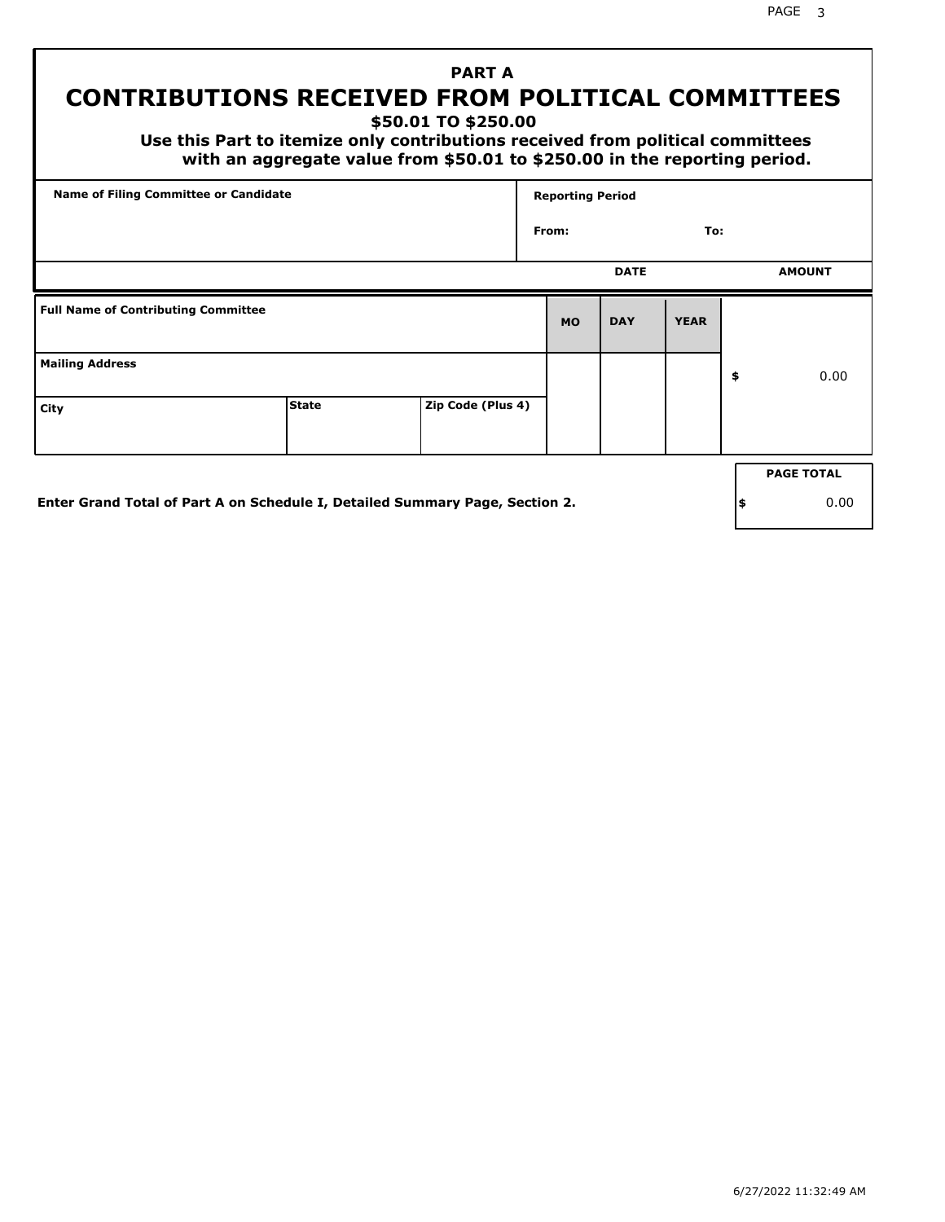## PART A

# CONTRIBUTIONS RECEIVED FROM POLITICAL COMMITTEES

### $50.01 TO $250.00

**Use this Part to itemize only contributions received from political committees with an aggregate value from $50.01 to $250.00 in the reporting period.**

| Name of Filing Committee or Candidate | Reporting Period |
|---|---|
| | From: To: |

| Full Name of Contributing Committee | | | DATE | | | AMOUNT |
|---|---|---|---|---|---|---|
| | | | MO | DAY | YEAR | |
| Mailing Address | | | | | | $ 0.00 |
| City | State | Zip Code (Plus 4) | | | | |

**Enter Grand Total of Part A on Schedule I, Detailed Summary Page, Section 2.**

| PAGE TOTAL |
|---|
| $ 0.00 |

6/27/2022 11:32:49 AM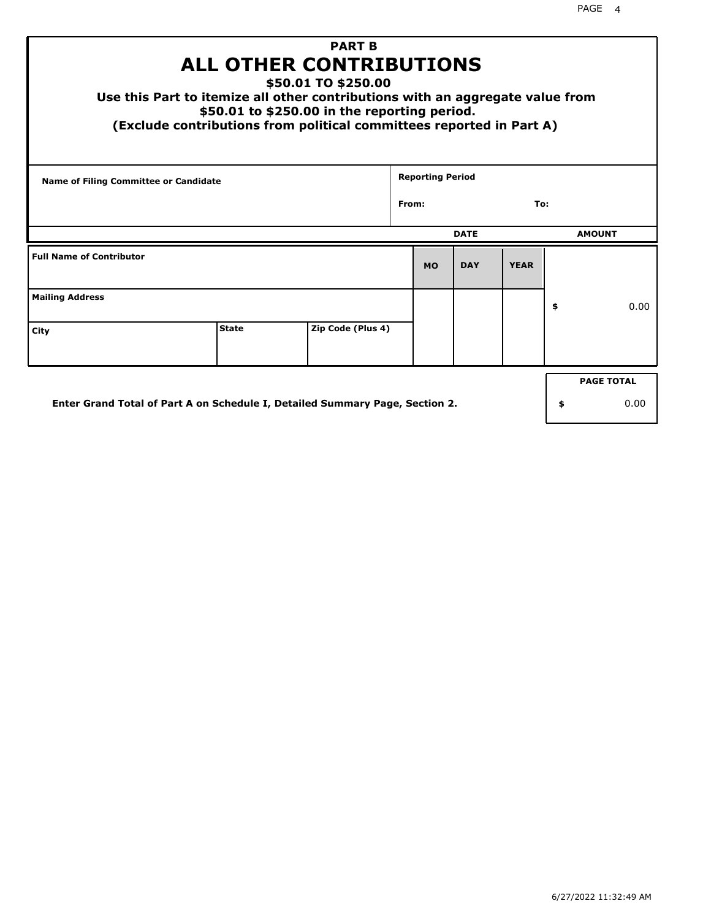# PART B

# ALL OTHER CONTRIBUTIONS

### $50.01 TO $250.00

**Use this Part to itemize all other contributions with an aggregate value from $50.01 to $250.00 in the reporting period.**

**(Exclude contributions from political committees reported in Part A)**

| Name of Filing Committee or Candidate | Reporting Period |
|---|---|
| | From: &nbsp;&nbsp;&nbsp;&nbsp; To: |

| Full Name of Contributor | | | DATE MO | DATE DAY | DATE YEAR | AMOUNT |
|---|---|---|---|---|---|---|
| Mailing Address | | | | | | $ 0.00 |
| City | State | Zip Code (Plus 4) | | | | |

**Enter Grand Total of Part A on Schedule I, Detailed Summary Page, Section 2.**

| PAGE TOTAL |
|---|
| $ 0.00 |

6/27/2022 11:32:49 AM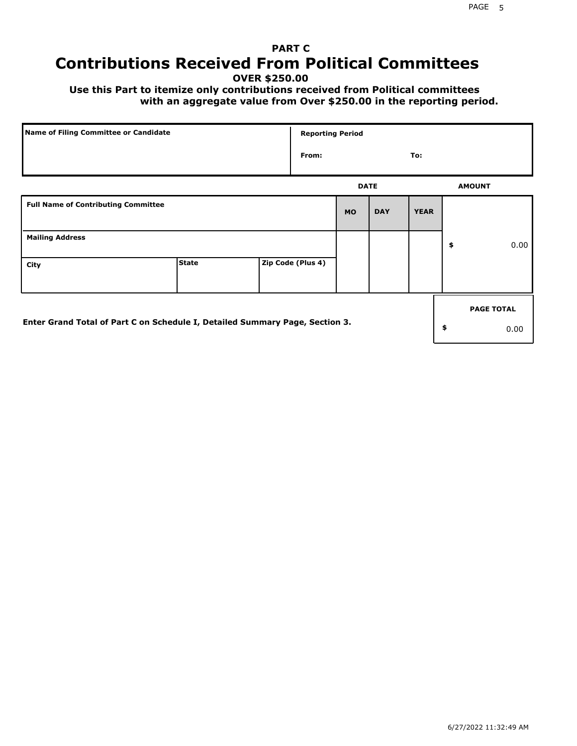## PART C

# Contributions Received From Political Committees

**OVER $250.00**

**Use this Part to itemize only contributions received from Political committees with an aggregate value from Over $250.00 in the reporting period.**

| Name of Filing Committee or Candidate | Reporting Period | |
|---|---|---|
| | From: | To: |

| Full Name of Contributing Committee | | | DATE MO | DAY | YEAR | AMOUNT |
|---|---|---|---|---|---|---|
| Mailing Address | | | | | | $ 0.00 |
| City | State | Zip Code (Plus 4) | | | | |

**Enter Grand Total of Part C on Schedule I, Detailed Summary Page, Section 3.**

| PAGE TOTAL |
|---|
| $ 0.00 |

6/27/2022 11:32:49 AM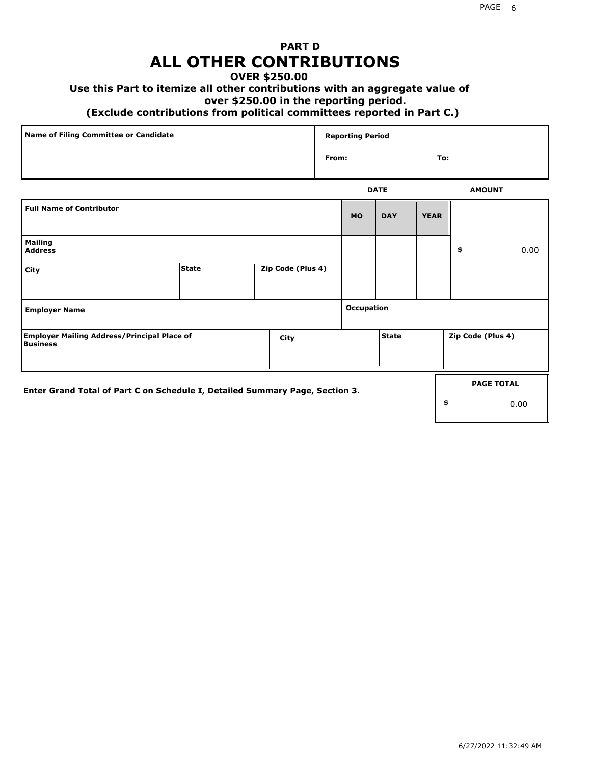## PART D

# ALL OTHER CONTRIBUTIONS

### OVER $250.00

**Use this Part to itemize all other contributions with an aggregate value of over $250.00 in the reporting period.**

**(Exclude contributions from political committees reported in Part C.)**

| Name of Filing Committee or Candidate | Reporting Period |
|---|---|
| | From: To: |

| Full Name of Contributor | | | DATE MO | DAY | YEAR | AMOUNT |
|---|---|---|---|---|---|---|
| Mailing Address | | | | | | $ 0.00 |
| City | State | Zip Code (Plus 4) | | | | |
| Employer Name | | | Occupation | | | |
| Employer Mailing Address/Principal Place of Business | City | | State | | Zip Code (Plus 4) | |

Enter Grand Total of Part C on Schedule I, Detailed Summary Page, Section 3.

| PAGE TOTAL |
|---|
| $ 0.00 |

6/27/2022 11:32:49 AM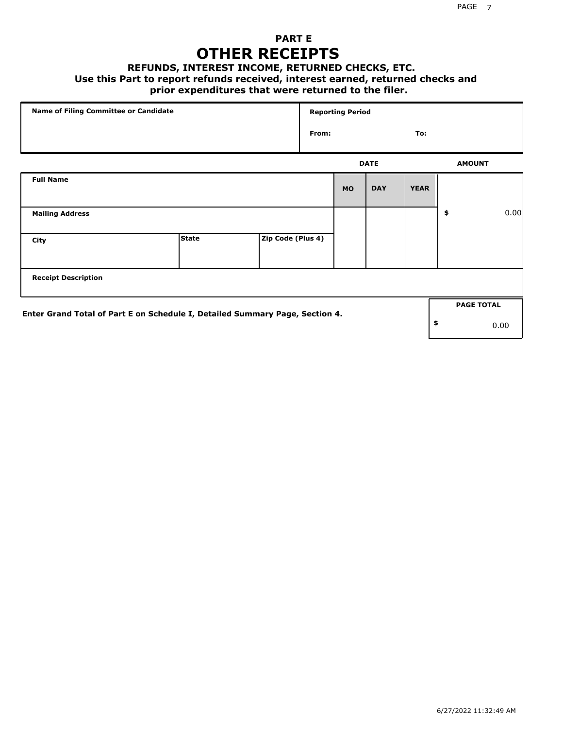# PART E

# OTHER RECEIPTS

### REFUNDS, INTEREST INCOME, RETURNED CHECKS, ETC.

**Use this Part to report refunds received, interest earned, returned checks and prior expenditures that were returned to the filer.**

| Name of Filing Committee or Candidate | Reporting Period | |
|---|---|---|
| | From: | To: |

| Full Name | | | DATE | | | AMOUNT |
|---|---|---|---|---|---|---|
| | | | MO | DAY | YEAR | |
| Mailing Address | | | | | | $ 0.00 |
| City | State | Zip Code (Plus 4) | | | | |
| Receipt Description | | | | | | |

**Enter Grand Total of Part E on Schedule I, Detailed Summary Page, Section 4.**

| PAGE TOTAL |
|---|
| $ 0.00 |

6/27/2022 11:32:49 AM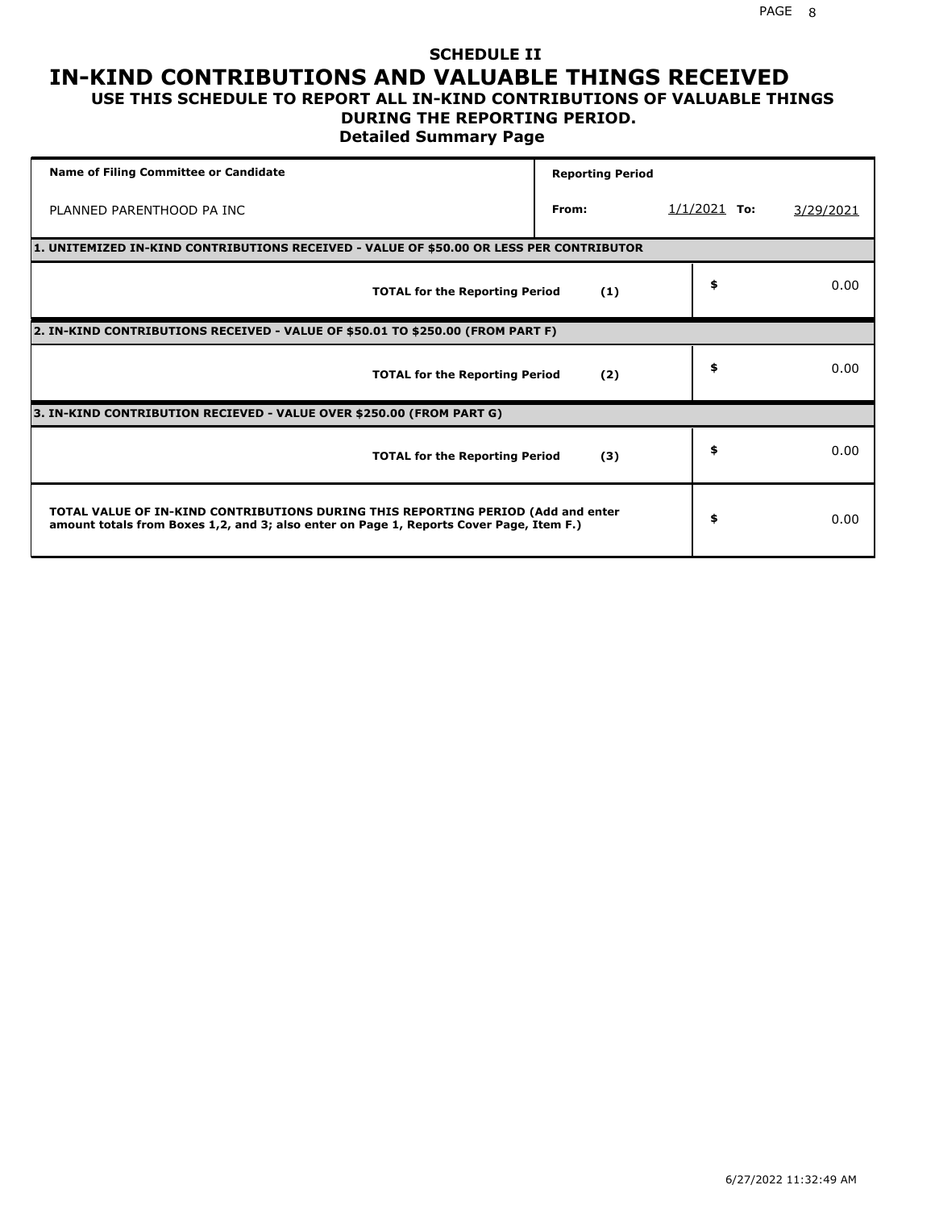## SCHEDULE II

# IN-KIND CONTRIBUTIONS AND VALUABLE THINGS RECEIVED

### USE THIS SCHEDULE TO REPORT ALL IN-KIND CONTRIBUTIONS OF VALUABLE THINGS DURING THE REPORTING PERIOD.

### Detailed Summary Page

| Name of Filing Committee or Candidate | Reporting Period | | |
|---|---|---|---|
| PLANNED PARENTHOOD PA INC | From: | 1/1/2021 To: | 3/29/2021 |

| **1. UNITEMIZED IN-KIND CONTRIBUTIONS RECEIVED - VALUE OF $50.00 OR LESS PER CONTRIBUTOR** | | |
|---|---|---|
| **TOTAL for the Reporting Period** | **(1)** | $ 0.00 |
| **2. IN-KIND CONTRIBUTIONS RECEIVED - VALUE OF $50.01 TO $250.00 (FROM PART F)** | | |
| **TOTAL for the Reporting Period** | **(2)** | $ 0.00 |
| **3. IN-KIND CONTRIBUTION RECIEVED - VALUE OVER $250.00 (FROM PART G)** | | |
| **TOTAL for the Reporting Period** | **(3)** | $ 0.00 |
| **TOTAL VALUE OF IN-KIND CONTRIBUTIONS DURING THIS REPORTING PERIOD (Add and enter amount totals from Boxes 1,2, and 3; also enter on Page 1, Reports Cover Page, Item F.)** | | $ 0.00 |

6/27/2022 11:32:49 AM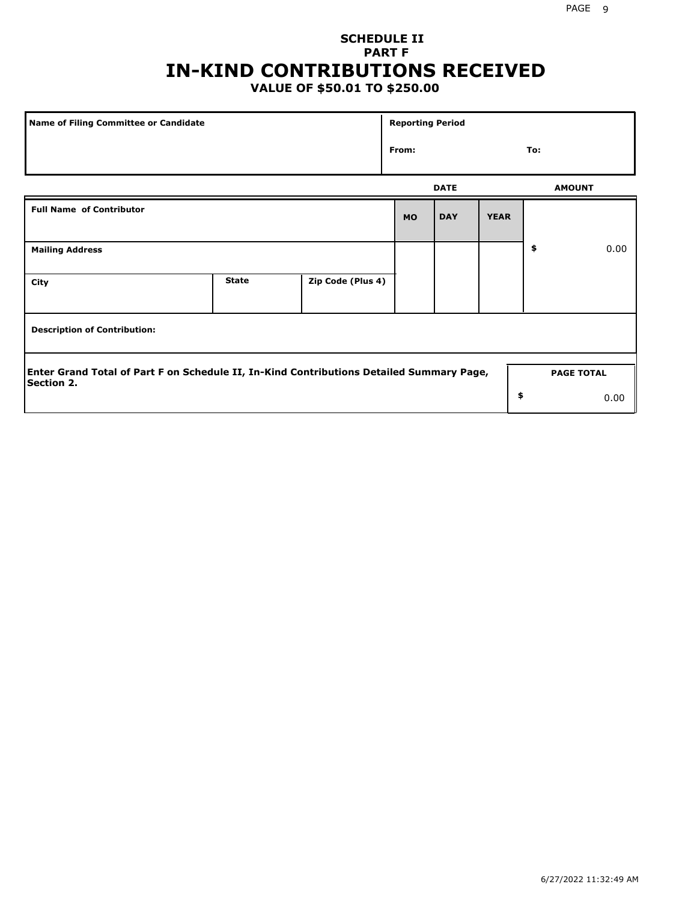# SCHEDULE II
## PART F
# IN-KIND CONTRIBUTIONS RECEIVED
### VALUE OF $50.01 TO $250.00

| Name of Filing Committee or Candidate | Reporting Period | |
|---|---|---|
| | From: | To: |

| Full Name of Contributor | | | DATE | | | AMOUNT |
|---|---|---|---|---|---|---|
| | | | MO | DAY | YEAR | |
| Mailing Address | | | | | | $ 0.00 |
| City | State | Zip Code (Plus 4) | | | | |
| Description of Contribution: | | | | | | |

| Enter Grand Total of Part F on Schedule II, In-Kind Contributions Detailed Summary Page, Section 2. | PAGE TOTAL |
|---|---|
| | $ 0.00 |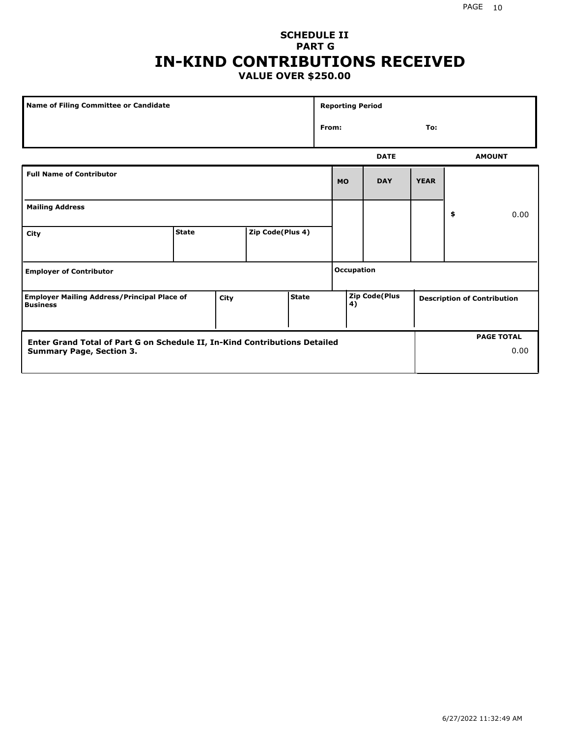**SCHEDULE II**
**PART G**

# IN-KIND CONTRIBUTIONS RECEIVED

**VALUE OVER $250.00**

| Name of Filing Committee or Candidate | Reporting Period |
|---|---|
| | From: To: |

| | | | DATE | | | AMOUNT |
|---|---|---|---|---|---|---|
| **Full Name of Contributor** | | | **MO** | **DAY** | **YEAR** | |
| **Mailing Address** | | | | | | $ 0.00 |
| **City** | **State** | **Zip Code(Plus 4)** | | | | |
| **Employer of Contributor** | | | **Occupation** | | | |

| Employer Mailing Address/Principal Place of Business | City | State | Zip Code(Plus 4) | Description of Contribution |
|---|---|---|---|---|
| | | | | |

| Enter Grand Total of Part G on Schedule II, In-Kind Contributions Detailed Summary Page, Section 3. | PAGE TOTAL |
|---|---|
| | 0.00 |

6/27/2022 11:32:49 AM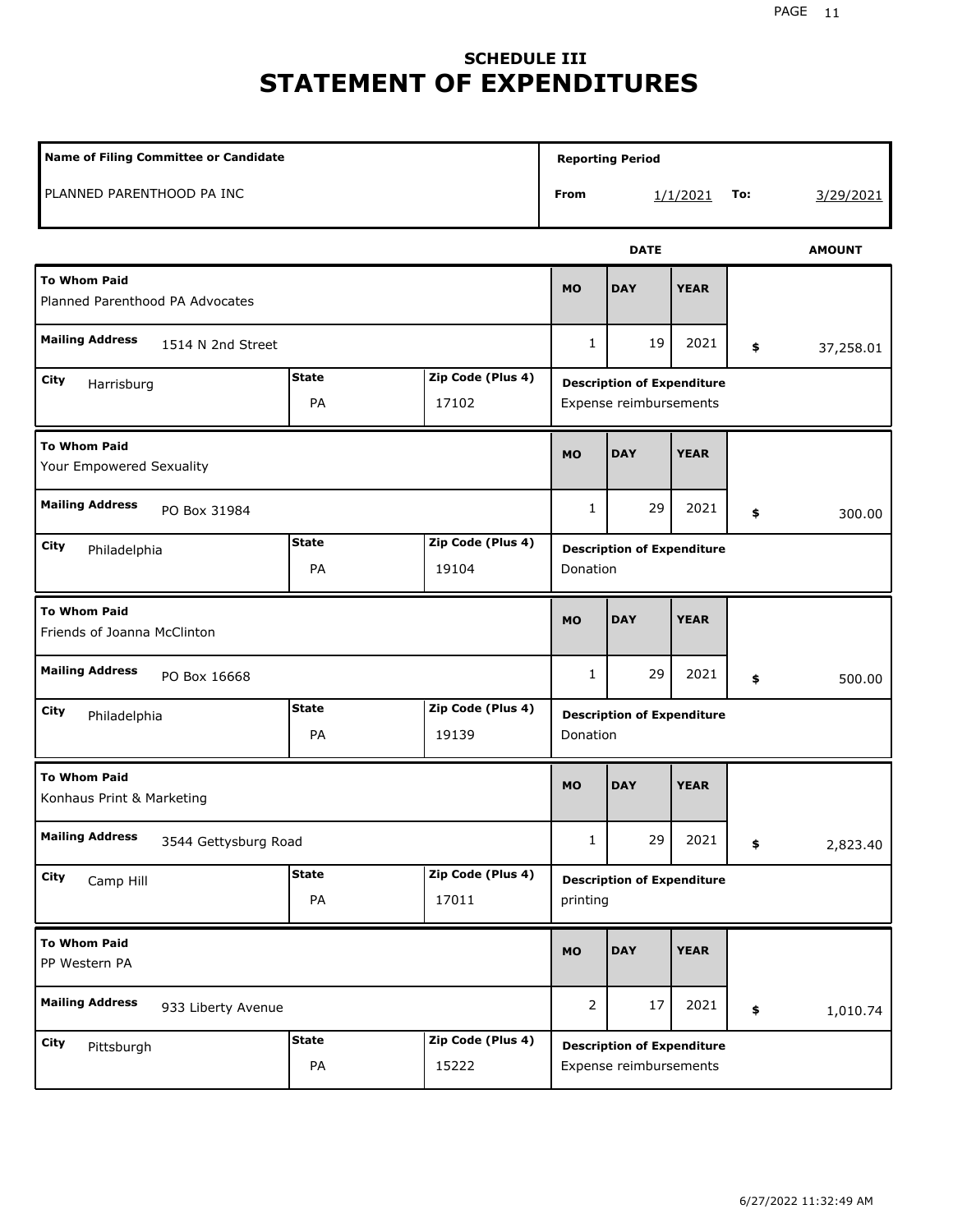# SCHEDULE III
# STATEMENT OF EXPENDITURES

| Name of Filing Committee or Candidate | Reporting Period |
|---|---|
| PLANNED PARENTHOOD PA INC | From 1/1/2021 To: 3/29/2021 |

| To Whom Paid | Mailing Address | City | State | Zip Code (Plus 4) | MO | DAY | YEAR | AMOUNT | Description of Expenditure |
|---|---|---|---|---|---|---|---|---|---|
| Planned Parenthood PA Advocates | 1514 N 2nd Street | Harrisburg | PA | 17102 | 1 | 19 | 2021 | $ 37,258.01 | Expense reimbursements |
| Your Empowered Sexuality | PO Box 31984 | Philadelphia | PA | 19104 | 1 | 29 | 2021 | $ 300.00 | Donation |
| Friends of Joanna McClinton | PO Box 16668 | Philadelphia | PA | 19139 | 1 | 29 | 2021 | $ 500.00 | Donation |
| Konhaus Print & Marketing | 3544 Gettysburg Road | Camp Hill | PA | 17011 | 1 | 29 | 2021 | $ 2,823.40 | printing |
| PP Western PA | 933 Liberty Avenue | Pittsburgh | PA | 15222 | 2 | 17 | 2021 | $ 1,010.74 | Expense reimbursements |

6/27/2022 11:32:49 AM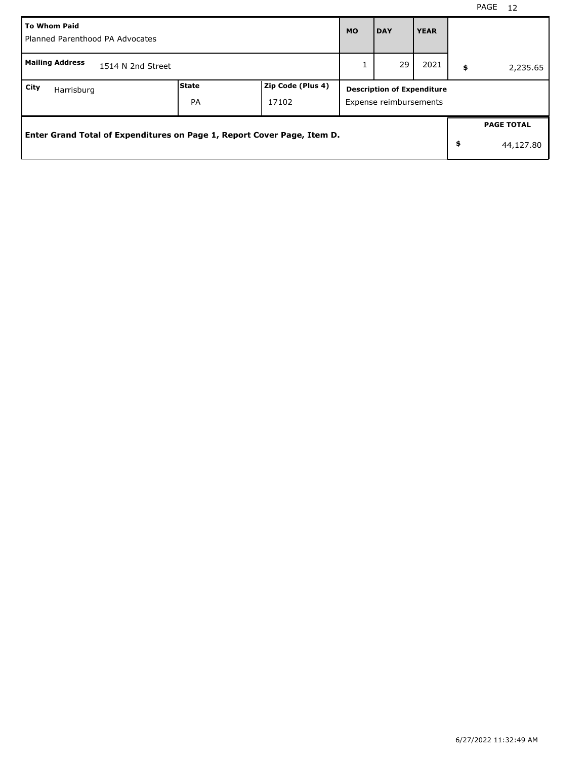| To Whom Paid | | | MO | DAY | YEAR | |
|---|---|---|---|---|---|---|
| Planned Parenthood PA Advocates | | | | | | |
| **Mailing Address** 1514 N 2nd Street | | | 1 | 29 | 2021 | $ 2,235.65 |
| **City** Harrisburg | **State** PA | **Zip Code (Plus 4)** 17102 | **Description of Expenditure** Expense reimbursements | | | |

| | |
|---|---|
| **Enter Grand Total of Expenditures on Page 1, Report Cover Page, Item D.** | **PAGE TOTAL** $ 44,127.80 |

6/27/2022 11:32:49 AM